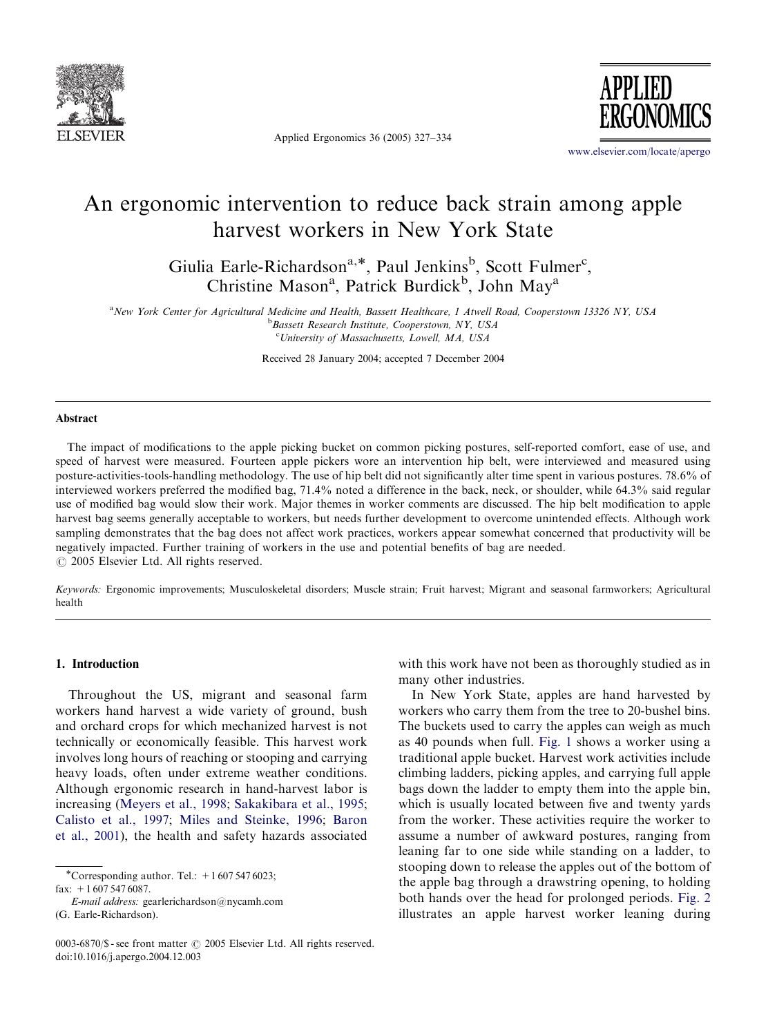# An ergonomic intervention to reduce back strain among apple harvest workers in New York State

Giulia Earle-Richardson[a,*], Paul Jenkins[b], Scott Fulmer[c], Christine Mason[a], Patrick Burdick[b], John May[a]

[a]New York Center for Agricultural Medicine and Health, Bassett Healthcare, 1 Atwell Road, Cooperstown 13326 NY, USA
[b]Bassett Research Institute, Cooperstown, NY, USA
[c]University of Massachusetts, Lowell, MA, USA

Received 28 January 2004; accepted 7 December 2004

## Abstract

The impact of modifications to the apple picking bucket on common picking postures, self-reported comfort, ease of use, and speed of harvest were measured. Fourteen apple pickers wore an intervention hip belt, were interviewed and measured using posture-activities-tools-handling methodology. The use of hip belt did not significantly alter time spent in various postures. 78.6% of interviewed workers preferred the modified bag, 71.4% noted a difference in the back, neck, or shoulder, while 64.3% said regular use of modified bag would slow their work. Major themes in worker comments are discussed. The hip belt modification to apple harvest bag seems generally acceptable to workers, but needs further development to overcome unintended effects. Although work sampling demonstrates that the bag does not affect work practices, workers appear somewhat concerned that productivity will be negatively impacted. Further training of workers in the use and potential benefits of bag are needed.
© 2005 Elsevier Ltd. All rights reserved.

*Keywords:* Ergonomic improvements; Musculoskeletal disorders; Muscle strain; Fruit harvest; Migrant and seasonal farmworkers; Agricultural health

## 1. Introduction

Throughout the US, migrant and seasonal farm workers hand harvest a wide variety of ground, bush and orchard crops for which mechanized harvest is not technically or economically feasible. This harvest work involves long hours of reaching or stooping and carrying heavy loads, often under extreme weather conditions. Although ergonomic research in hand-harvest labor is increasing (Meyers et al., 1998; Sakakibara et al., 1995; Calisto et al., 1997; Miles and Steinke, 1996; Baron et al., 2001), the health and safety hazards associated with this work have not been as thoroughly studied as in many other industries.

In New York State, apples are hand harvested by workers who carry them from the tree to 20-bushel bins. The buckets used to carry the apples can weigh as much as 40 pounds when full. Fig. 1 shows a worker using a traditional apple bucket. Harvest work activities include climbing ladders, picking apples, and carrying full apple bags down the ladder to empty them into the apple bin, which is usually located between five and twenty yards from the worker. These activities require the worker to assume a number of awkward postures, ranging from leaning far to one side while standing on a ladder, to stooping down to release the apples out of the bottom of the apple bag through a drawstring opening, to holding both hands over the head for prolonged periods. Fig. 2 illustrates an apple harvest worker leaning during

*Corresponding author. Tel.: +1 607 547 6023; fax: +1 607 547 6087.
*E-mail address:* gearlerichardson@nycamh.com (G. Earle-Richardson).

0003-6870/$ - see front matter © 2005 Elsevier Ltd. All rights reserved.
doi:10.1016/j.apergo.2004.12.003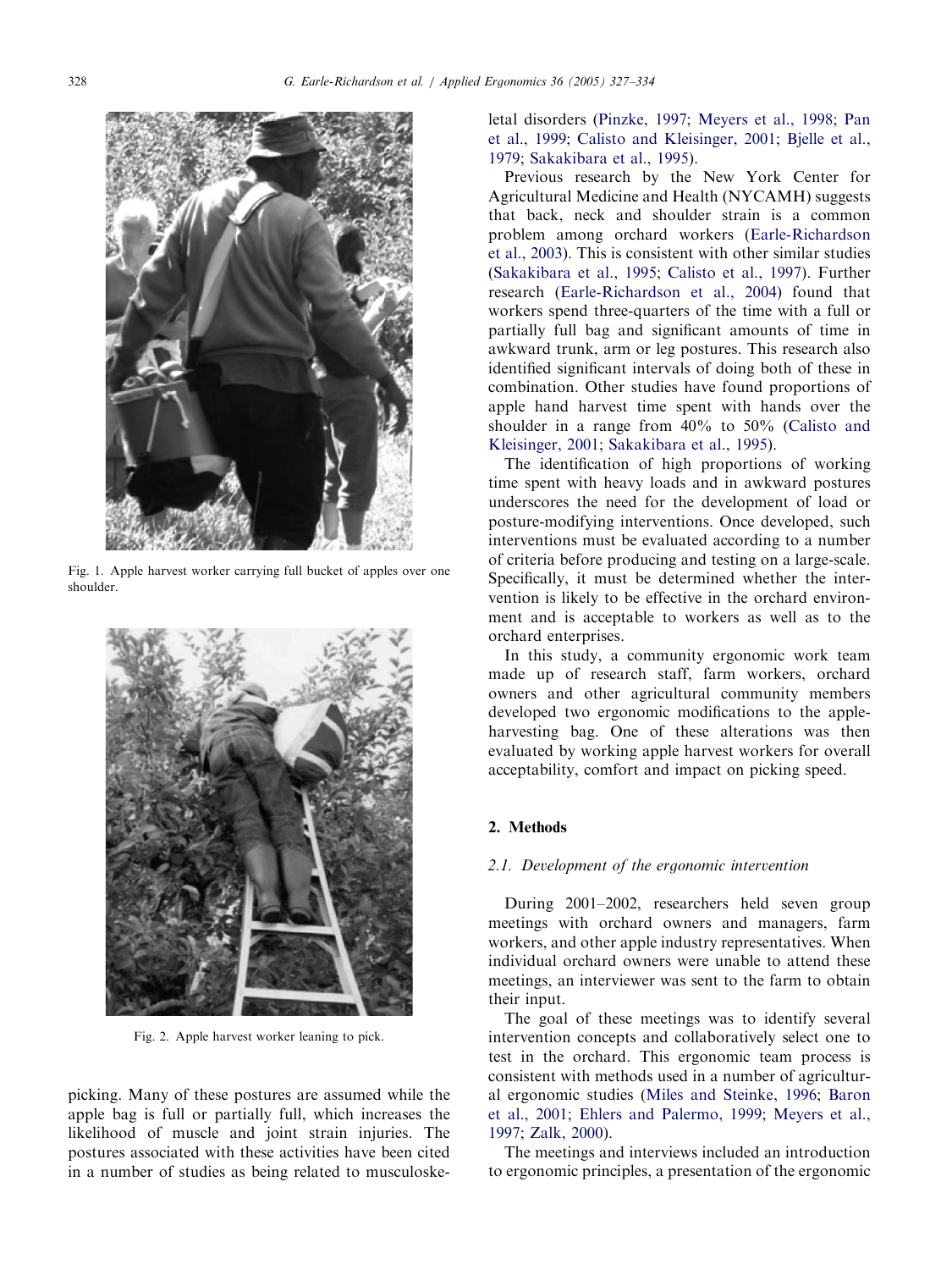Fig. 1. Apple harvest worker carrying full bucket of apples over one shoulder.

Fig. 2. Apple harvest worker leaning to pick.

picking. Many of these postures are assumed while the apple bag is full or partially full, which increases the likelihood of muscle and joint strain injuries. The postures associated with these activities have been cited in a number of studies as being related to musculoskeletal disorders (Pinzke, 1997; Meyers et al., 1998; Pan et al., 1999; Calisto and Kleisinger, 2001; Bjelle et al., 1979; Sakakibara et al., 1995).

Previous research by the New York Center for Agricultural Medicine and Health (NYCAMH) suggests that back, neck and shoulder strain is a common problem among orchard workers (Earle-Richardson et al., 2003). This is consistent with other similar studies (Sakakibara et al., 1995; Calisto et al., 1997). Further research (Earle-Richardson et al., 2004) found that workers spend three-quarters of the time with a full or partially full bag and significant amounts of time in awkward trunk, arm or leg postures. This research also identified significant intervals of doing both of these in combination. Other studies have found proportions of apple hand harvest time spent with hands over the shoulder in a range from 40% to 50% (Calisto and Kleisinger, 2001; Sakakibara et al., 1995).

The identification of high proportions of working time spent with heavy loads and in awkward postures underscores the need for the development of load or posture-modifying interventions. Once developed, such interventions must be evaluated according to a number of criteria before producing and testing on a large-scale. Specifically, it must be determined whether the intervention is likely to be effective in the orchard environment and is acceptable to workers as well as to the orchard enterprises.

In this study, a community ergonomic work team made up of research staff, farm workers, orchard owners and other agricultural community members developed two ergonomic modifications to the apple-harvesting bag. One of these alterations was then evaluated by working apple harvest workers for overall acceptability, comfort and impact on picking speed.

## 2. Methods

### *2.1. Development of the ergonomic intervention*

During 2001–2002, researchers held seven group meetings with orchard owners and managers, farm workers, and other apple industry representatives. When individual orchard owners were unable to attend these meetings, an interviewer was sent to the farm to obtain their input.

The goal of these meetings was to identify several intervention concepts and collaboratively select one to test in the orchard. This ergonomic team process is consistent with methods used in a number of agricultural ergonomic studies (Miles and Steinke, 1996; Baron et al., 2001; Ehlers and Palermo, 1999; Meyers et al., 1997; Zalk, 2000).

The meetings and interviews included an introduction to ergonomic principles, a presentation of the ergonomic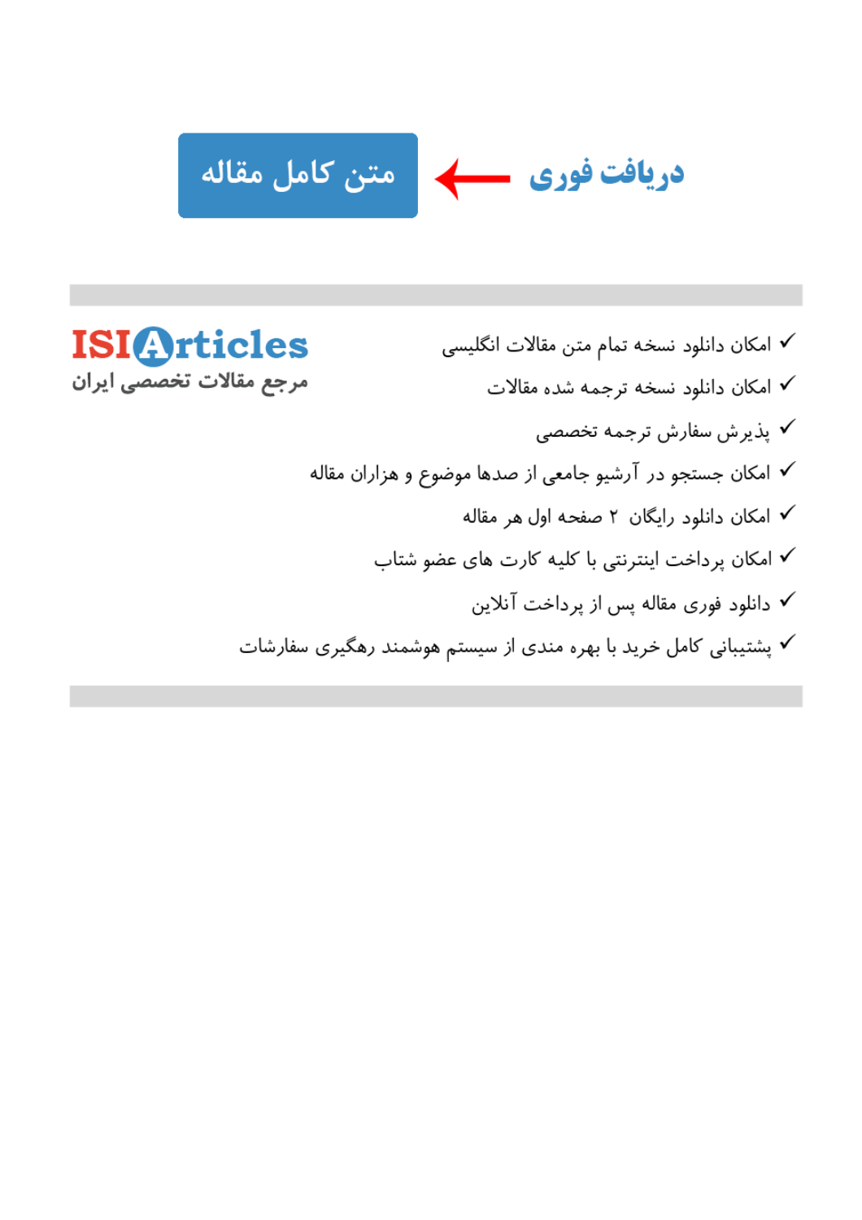**دریافت فوری** ← **متن کامل مقاله**

**ISIArticles**
مرجع مقالات تخصصی ایران

- ✓ امکان دانلود نسخه تمام متن مقالات انگلیسی
- ✓ امکان دانلود نسخه ترجمه شده مقالات
- ✓ پذیرش سفارش ترجمه تخصصی
- ✓ امکان جستجو در آرشیو جامعی از صدها موضوع و هزاران مقاله
- ✓ امکان دانلود رایگان ۲ صفحه اول هر مقاله
- ✓ امکان پرداخت اینترنتی با کلیه کارت های عضو شتاب
- ✓ دانلود فوری مقاله پس از پرداخت آنلاین
- ✓ پشتیبانی کامل خرید با بهره مندی از سیستم هوشمند رهگیری سفارشات